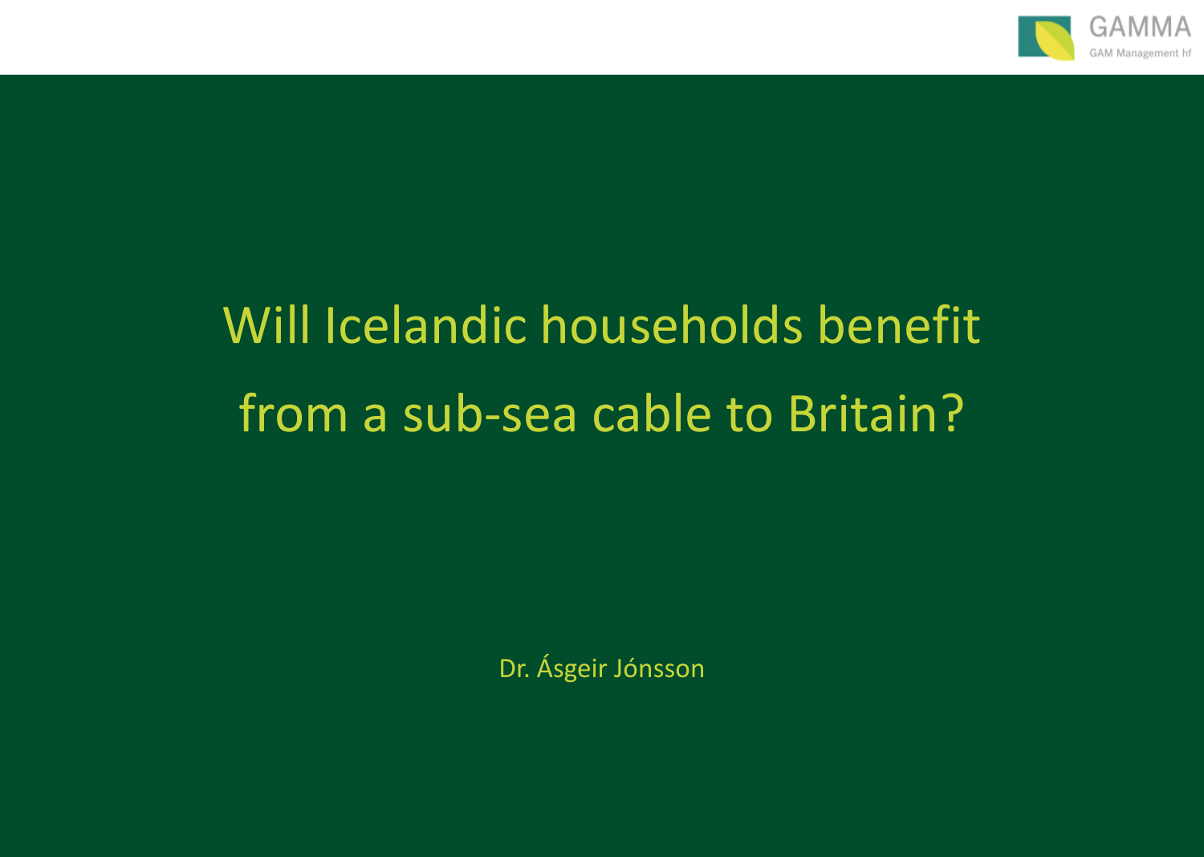# Will Icelandic households benefit from a sub-sea cable to Britain?

Dr. Ásgeir Jónsson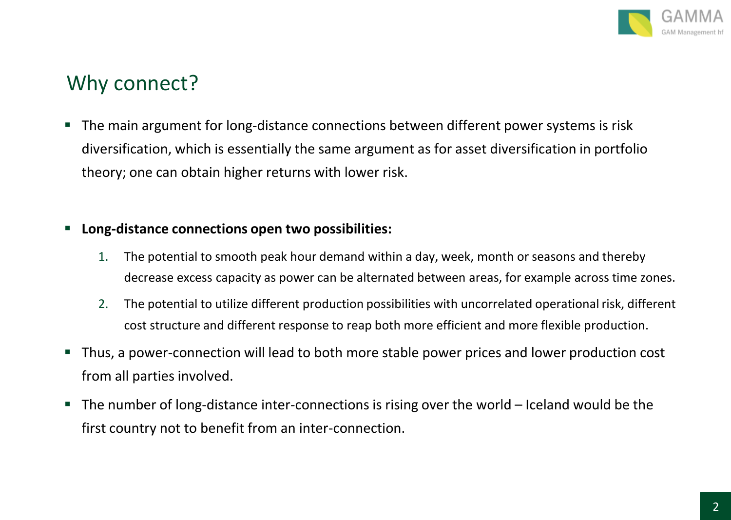## Why connect?

- The main argument for long-distance connections between different power systems is risk diversification, which is essentially the same argument as for asset diversification in portfolio theory; one can obtain higher returns with lower risk.

- **Long-distance connections open two possibilities:**
  1. The potential to smooth peak hour demand within a day, week, month or seasons and thereby decrease excess capacity as power can be alternated between areas, for example across time zones.
  2. The potential to utilize different production possibilities with uncorrelated operational risk, different cost structure and different response to reap both more efficient and more flexible production.

- Thus, a power-connection will lead to both more stable power prices and lower production cost from all parties involved.

- The number of long-distance inter-connections is rising over the world – Iceland would be the first country not to benefit from an inter-connection.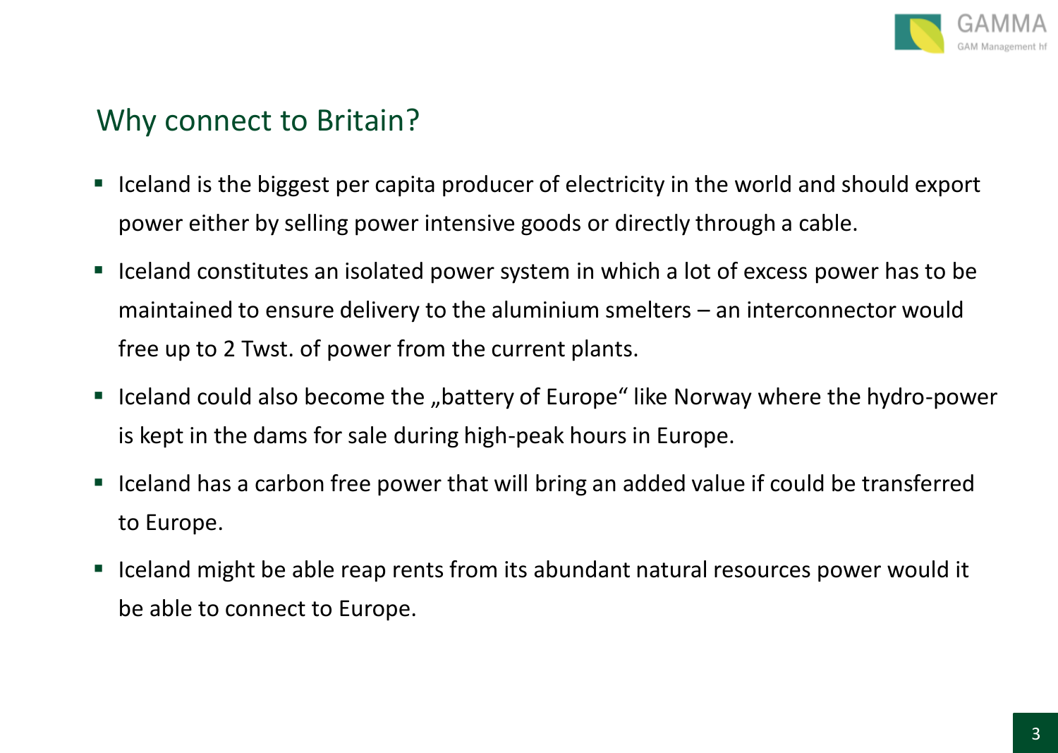## Why connect to Britain?

- Iceland is the biggest per capita producer of electricity in the world and should export power either by selling power intensive goods or directly through a cable.
- Iceland constitutes an isolated power system in which a lot of excess power has to be maintained to ensure delivery to the aluminium smelters – an interconnector would free up to 2 Twst. of power from the current plants.
- Iceland could also become the „battery of Europe" like Norway where the hydro-power is kept in the dams for sale during high-peak hours in Europe.
- Iceland has a carbon free power that will bring an added value if could be transferred to Europe.
- Iceland might be able reap rents from its abundant natural resources power would it be able to connect to Europe.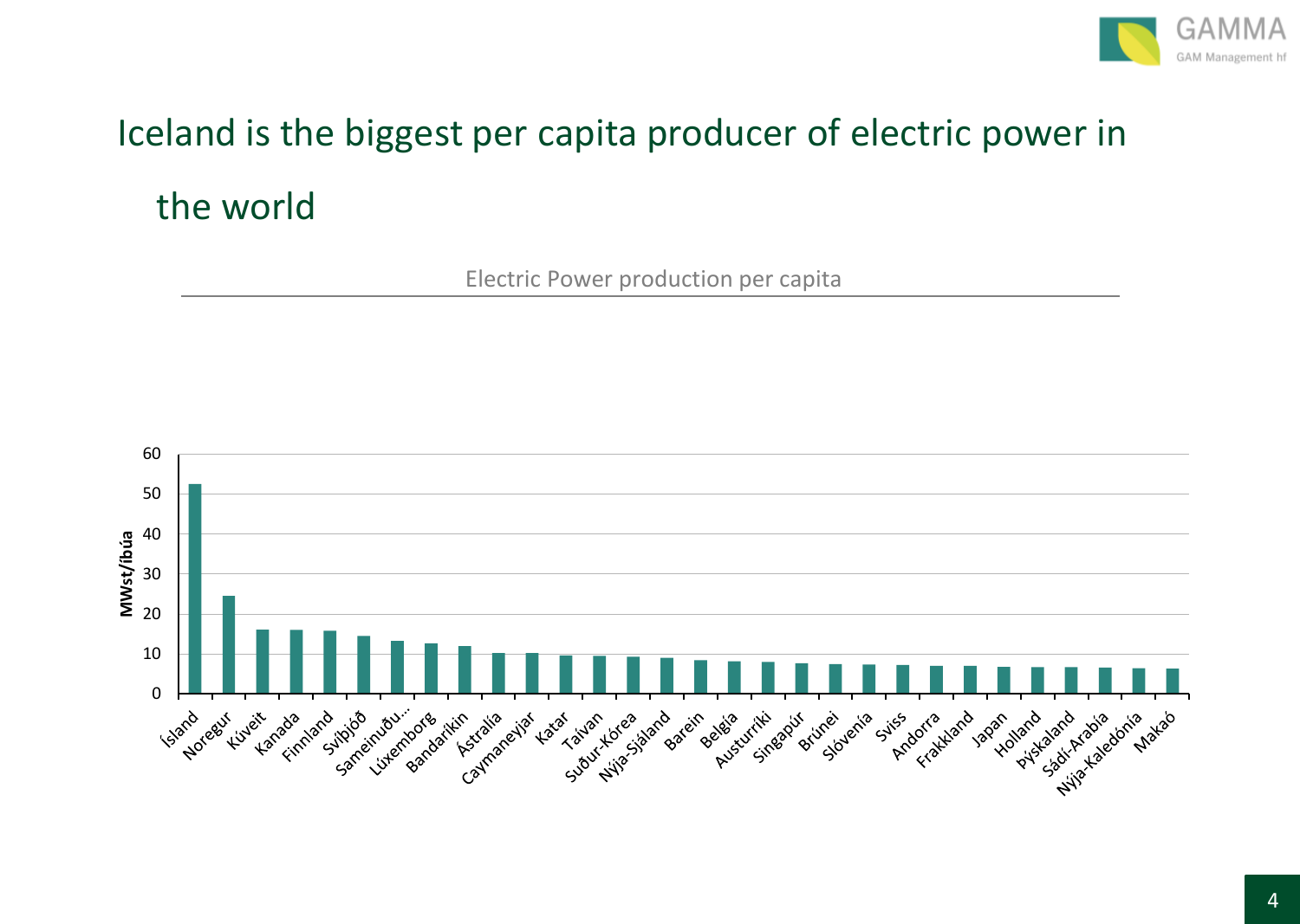# Iceland is the biggest per capita producer of electric power in the world

Electric Power production per capita

| Land | MWst/íbúa |
|---|---|
| Ísland | 52.5 |
| Noregur | 24.5 |
| Kúveit | 16 |
| Kanada | 16 |
| Finnland | 15.7 |
| Svíþjóð | 14.5 |
| Sameinuðu... | 13.2 |
| Lúxemborg | 12.6 |
| Bandaríkin | 12 |
| Ástralía | 10.2 |
| Caymaneyjar | 10.2 |
| Katar | 9.5 |
| Taívan | 9.4 |
| Suður-Kórea | 9.2 |
| Nýja-Sjáland | 9 |
| Barein | 8.4 |
| Belgía | 8.1 |
| Austurríki | 7.9 |
| Singapúr | 7.6 |
| Brúnei | 7.4 |
| Slóvenía | 7.3 |
| Sviss | 7.2 |
| Andorra | 7 |
| Frakkland | 6.9 |
| Japan | 6.7 |
| Holland | 6.6 |
| Þýskaland | 6.6 |
| Sádí-Arabía | 6.5 |
| Nýja-Kaledónía | 6.4 |
| Makaó | 6.3 |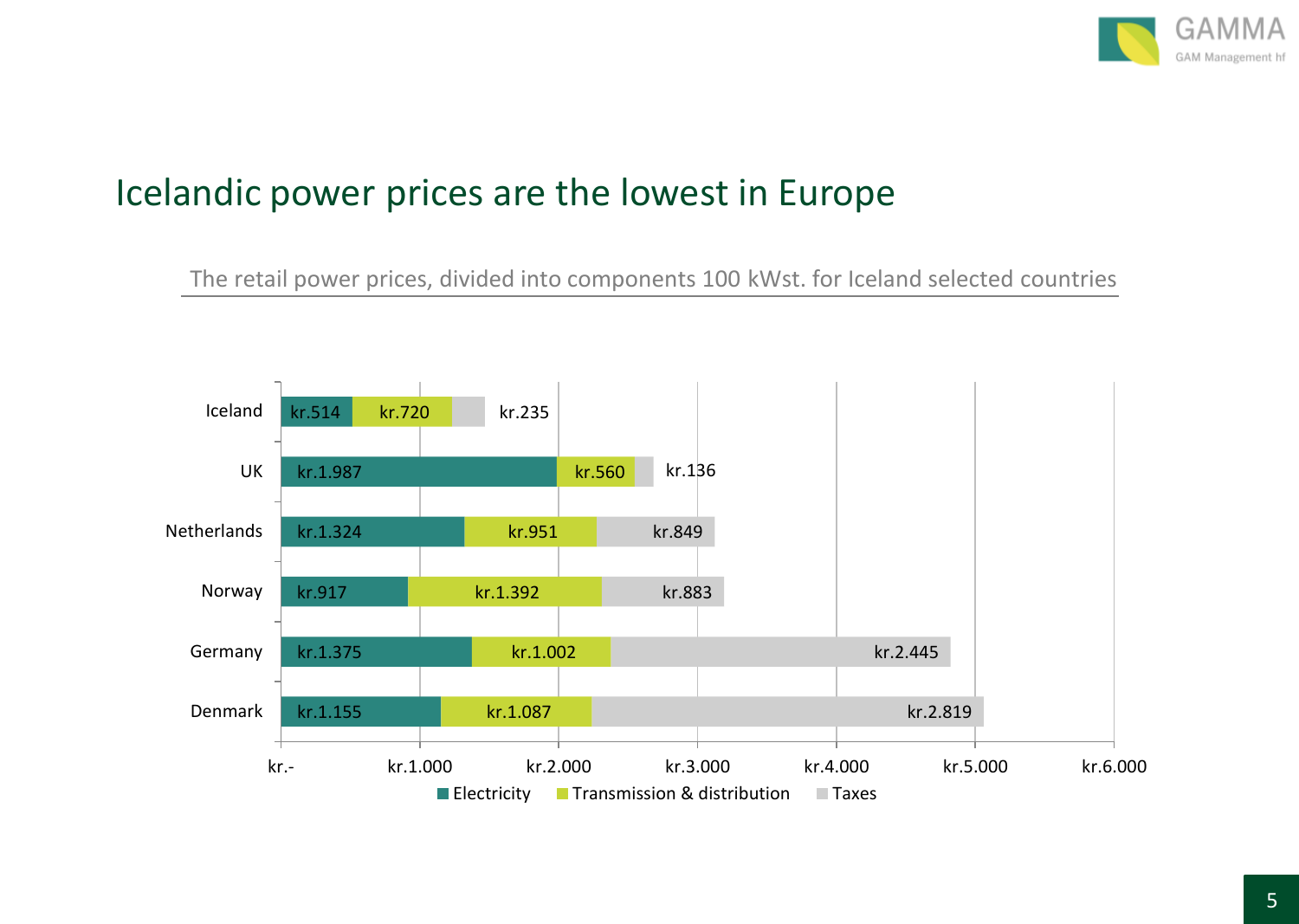# Icelandic power prices are the lowest in Europe

The retail power prices, divided into components 100 kWst. for Iceland selected countries

| Country | Electricity | Transmission & distribution | Taxes |
| --- | --- | --- | --- |
| Iceland | kr.514 | kr.720 | kr.235 |
| UK | kr.1.987 | kr.560 | kr.136 |
| Netherlands | kr.1.324 | kr.951 | kr.849 |
| Norway | kr.917 | kr.1.392 | kr.883 |
| Germany | kr.1.375 | kr.1.002 | kr.2.445 |
| Denmark | kr.1.155 | kr.1.087 | kr.2.819 |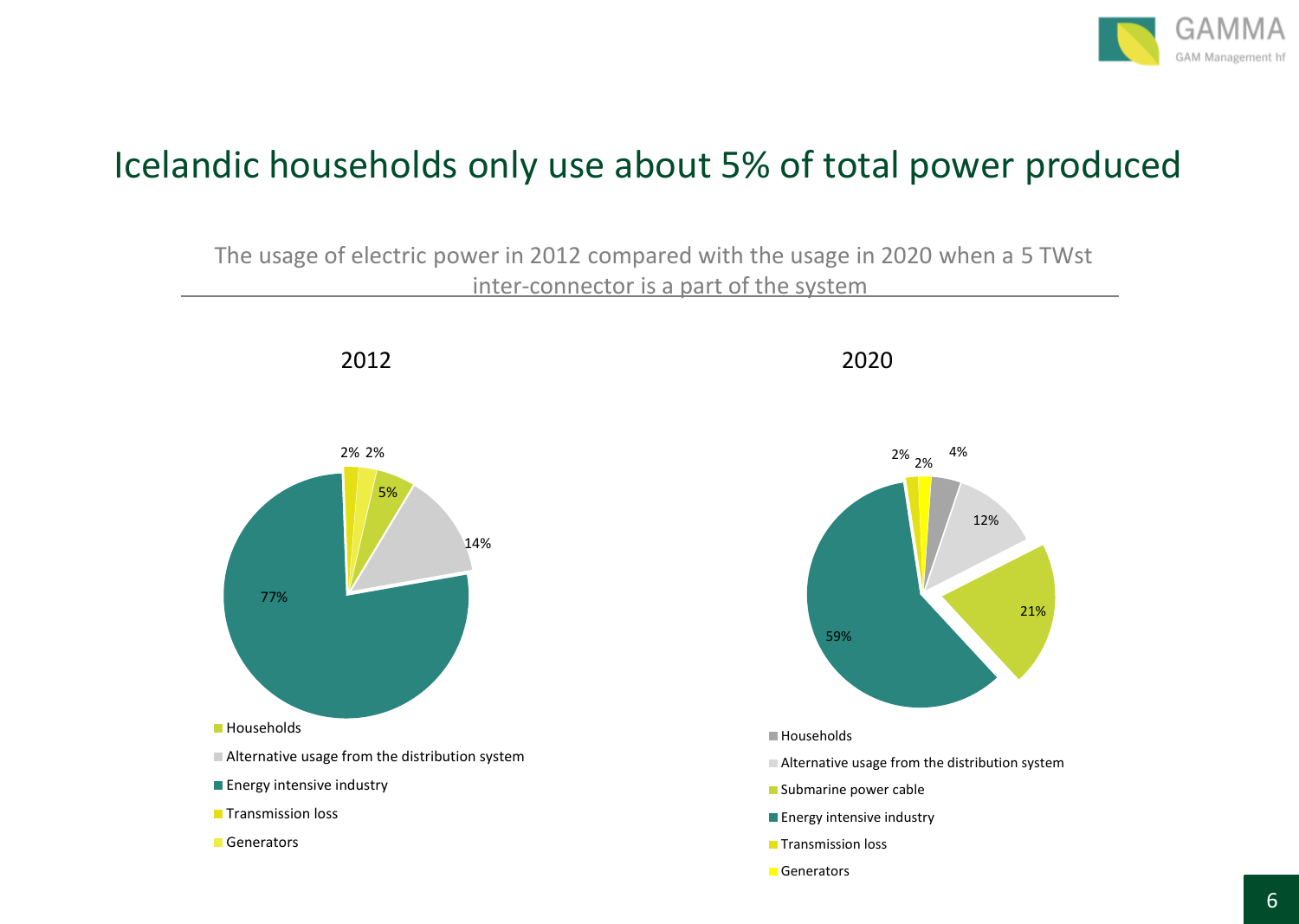# Icelandic households only use about 5% of total power produced

The usage of electric power in 2012 compared with the usage in 2020 when a 5 TWst inter-connector is a part of the system

**2012**

| Category | Share |
| --- | --- |
| Households | 5% |
| Alternative usage from the distribution system | 14% |
| Energy intensive industry | 77% |
| Transmission loss | 2% |
| Generators | 2% |

**2020**

| Category | Share |
| --- | --- |
| Households | 4% |
| Alternative usage from the distribution system | 12% |
| Submarine power cable | 21% |
| Energy intensive industry | 59% |
| Transmission loss | 2% |
| Generators | 2% |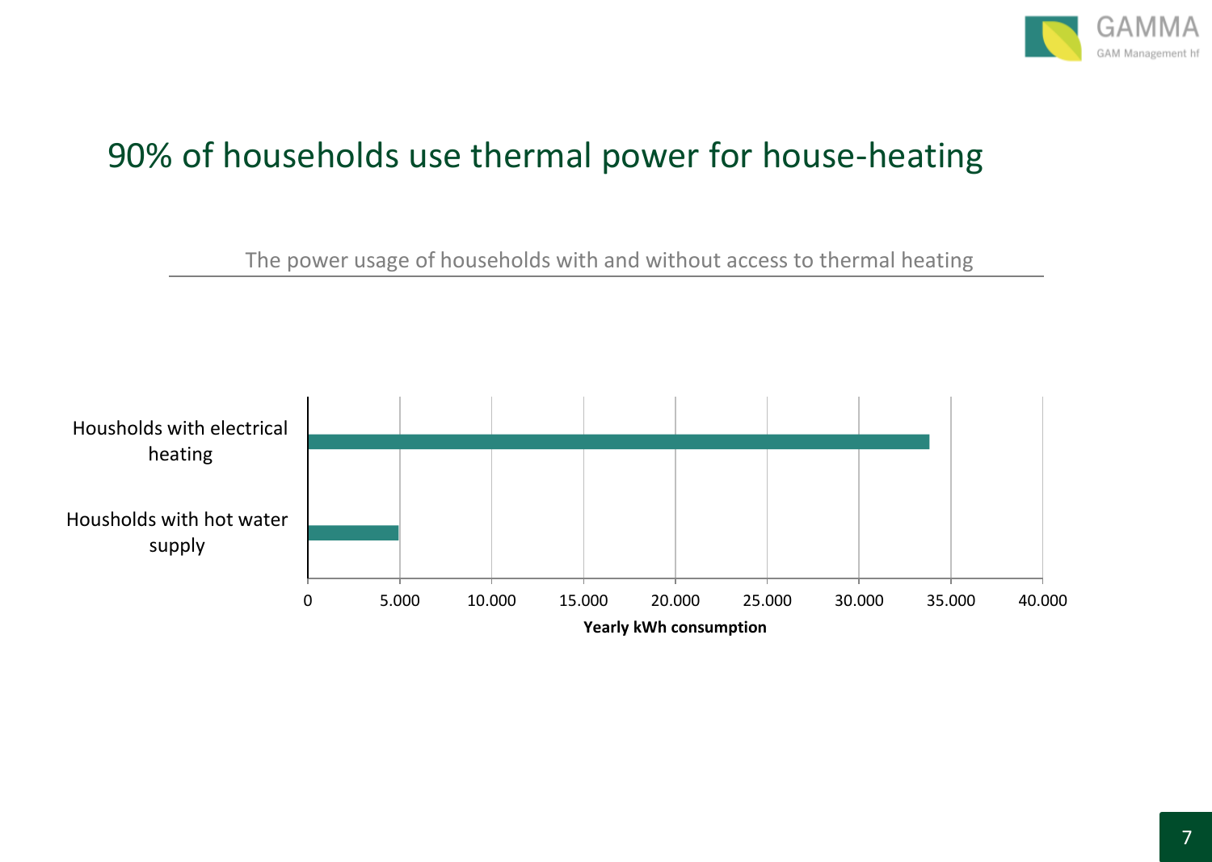# 90% of households use thermal power for house-heating

The power usage of households with and without access to thermal heating

| | Yearly kWh consumption |
|---|---|
| Housholds with electrical heating | ~34.000 |
| Housholds with hot water supply | ~5.000 |

Yearly kWh consumption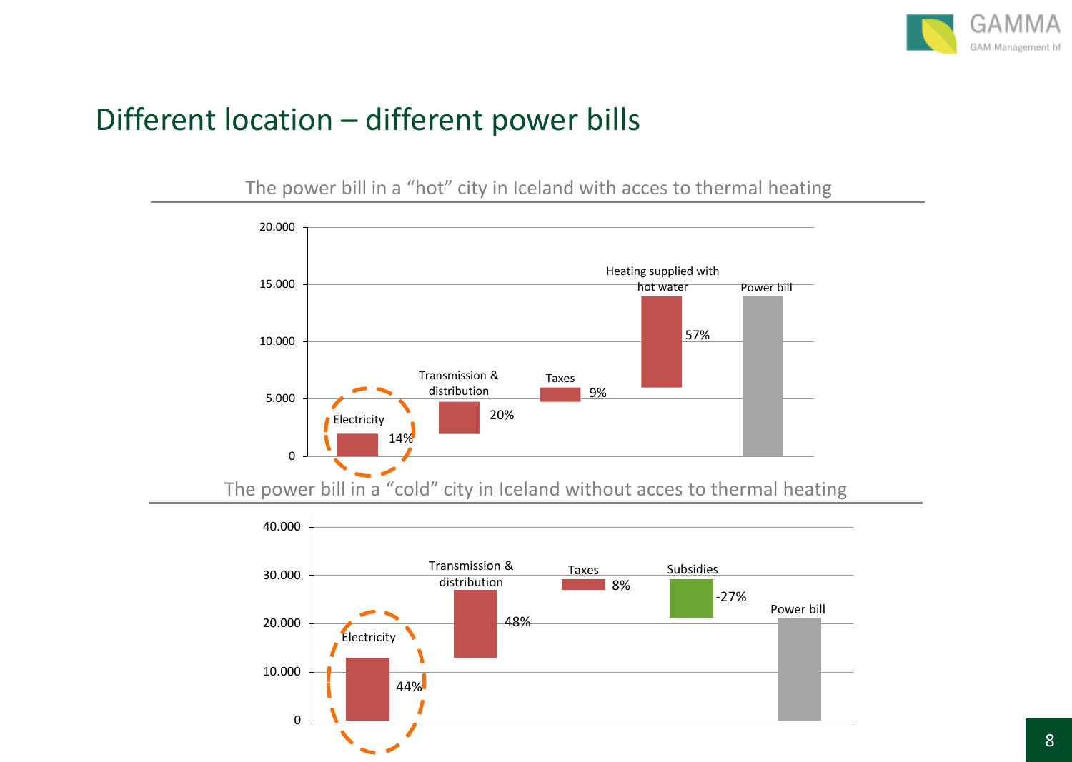# Different location – different power bills

The power bill in a “hot” city in Iceland with acces to thermal heating

| Component | Share |
| --- | --- |
| Electricity | 14% |
| Transmission & distribution | 20% |
| Taxes | 9% |
| Heating supplied with hot water | 57% |
| Power bill | |

The power bill in a “cold” city in Iceland without acces to thermal heating

| Component | Share |
| --- | --- |
| Electricity | 44% |
| Transmission & distribution | 48% |
| Taxes | 8% |
| Subsidies | -27% |
| Power bill | |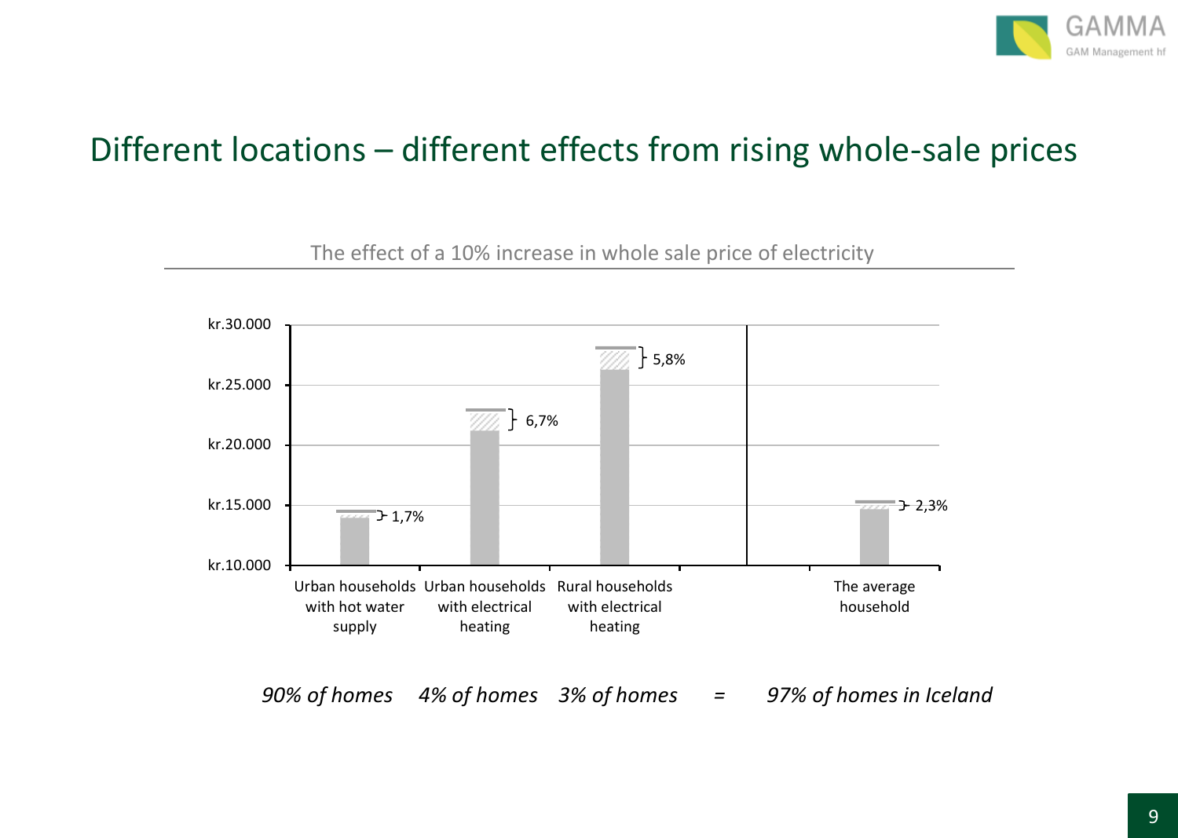# Different locations – different effects from rising whole-sale prices

The effect of a 10% increase in whole sale price of electricity

| | Urban households with hot water supply | Urban households with electrical heating | Rural households with electrical heating | The average household |
|---|---|---|---|---|
| Increase | 1,7% | 6,7% | 5,8% | 2,3% |

kr.10.000 – kr.30.000

*90% of homes 4% of homes 3% of homes = 97% of homes in Iceland*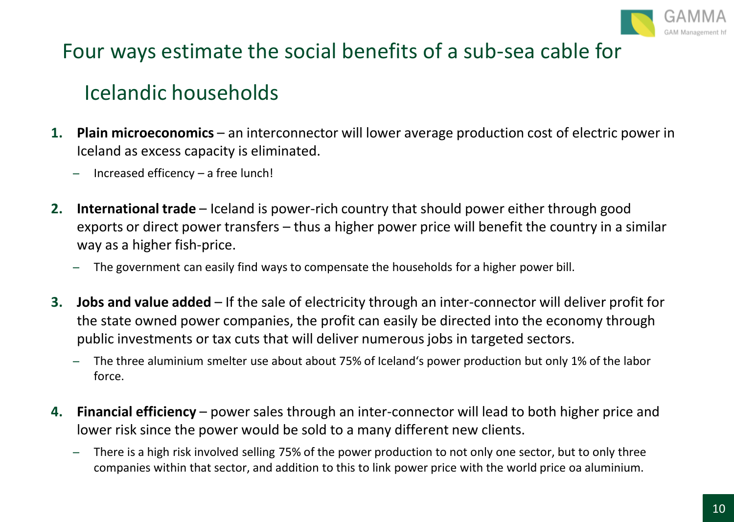# Four ways estimate the social benefits of a sub-sea cable for Icelandic households

1. **Plain microeconomics** – an interconnector will lower average production cost of electric power in Iceland as excess capacity is eliminated.
   - Increased efficency – a free lunch!
2. **International trade** – Iceland is power-rich country that should power either through good exports or direct power transfers – thus a higher power price will benefit the country in a similar way as a higher fish-price.
   - The government can easily find ways to compensate the households for a higher power bill.
3. **Jobs and value added** – If the sale of electricity through an inter-connector will deliver profit for the state owned power companies, the profit can easily be directed into the economy through public investments or tax cuts that will deliver numerous jobs in targeted sectors.
   - The three aluminium smelter use about about 75% of Iceland's power production but only 1% of the labor force.
4. **Financial efficiency** – power sales through an inter-connector will lead to both higher price and lower risk since the power would be sold to a many different new clients.
   - There is a high risk involved selling 75% of the power production to not only one sector, but to only three companies within that sector, and addition to this to link power price with the world price oa aluminium.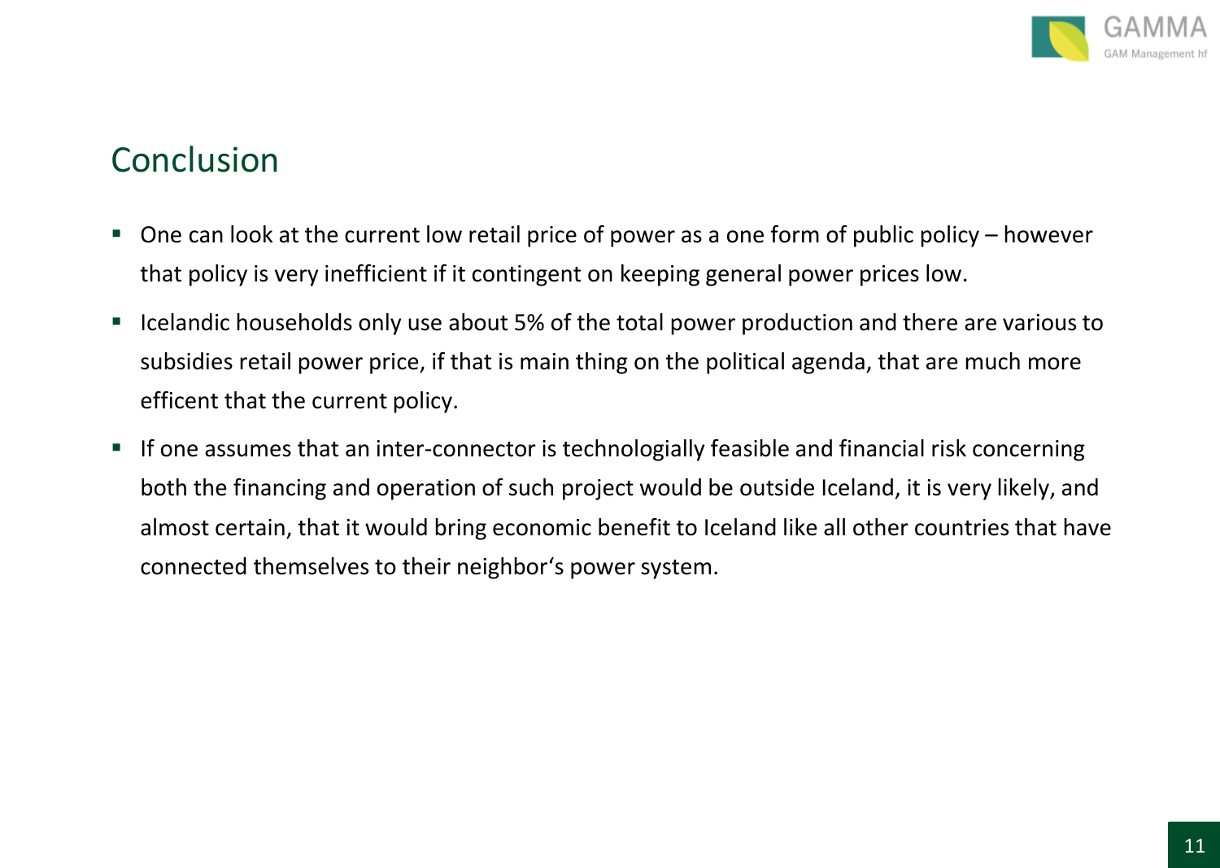## Conclusion

- One can look at the current low retail price of power as a one form of public policy – however that policy is very inefficient if it contingent on keeping general power prices low.
- Icelandic households only use about 5% of the total power production and there are various to subsidies retail power price, if that is main thing on the political agenda, that are much more efficent that the current policy.
- If one assumes that an inter-connector is technologially feasible and financial risk concerning both the financing and operation of such project would be outside Iceland, it is very likely, and almost certain, that it would bring economic benefit to Iceland like all other countries that have connected themselves to their neighbor's power system.